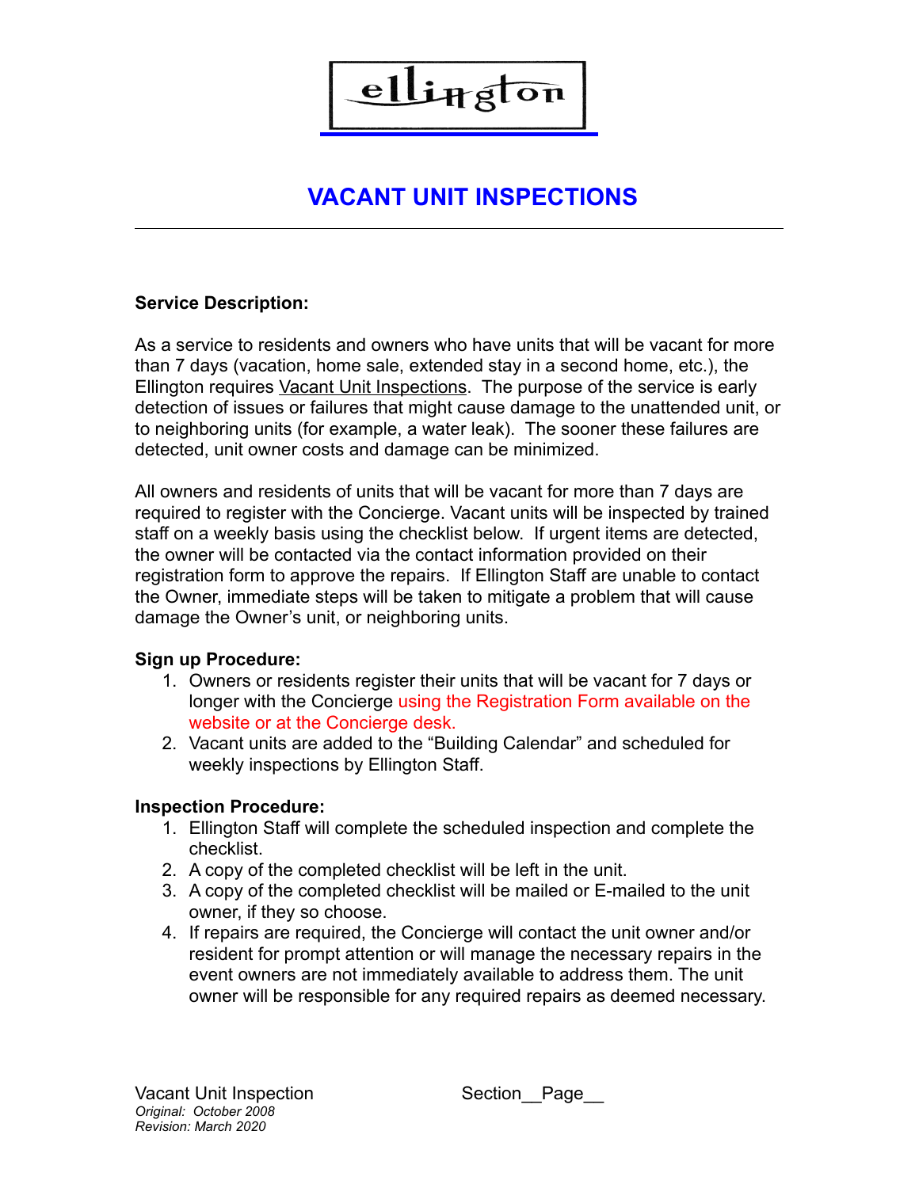ellington

# VACANT UNIT INSPECTIONS

**Service Description:**

As a service to residents and owners who have units that will be vacant for more than 7 days (vacation, home sale, extended stay in a second home, etc.), the Ellington requires Vacant Unit Inspections. The purpose of the service is early detection of issues or failures that might cause damage to the unattended unit, or to neighboring units (for example, a water leak). The sooner these failures are detected, unit owner costs and damage can be minimized.

All owners and residents of units that will be vacant for more than 7 days are required to register with the Concierge. Vacant units will be inspected by trained staff on a weekly basis using the checklist below. If urgent items are detected, the owner will be contacted via the contact information provided on their registration form to approve the repairs. If Ellington Staff are unable to contact the Owner, immediate steps will be taken to mitigate a problem that will cause damage the Owner's unit, or neighboring units.

**Sign up Procedure:**

1. Owners or residents register their units that will be vacant for 7 days or longer with the Concierge using the Registration Form available on the website or at the Concierge desk.
2. Vacant units are added to the "Building Calendar" and scheduled for weekly inspections by Ellington Staff.

**Inspection Procedure:**

1. Ellington Staff will complete the scheduled inspection and complete the checklist.
2. A copy of the completed checklist will be left in the unit.
3. A copy of the completed checklist will be mailed or E-mailed to the unit owner, if they so choose.
4. If repairs are required, the Concierge will contact the unit owner and/or resident for prompt attention or will manage the necessary repairs in the event owners are not immediately available to address them. The unit owner will be responsible for any required repairs as deemed necessary.

Vacant Unit Inspection Section__Page__
*Original: October 2008*
*Revision: March 2020*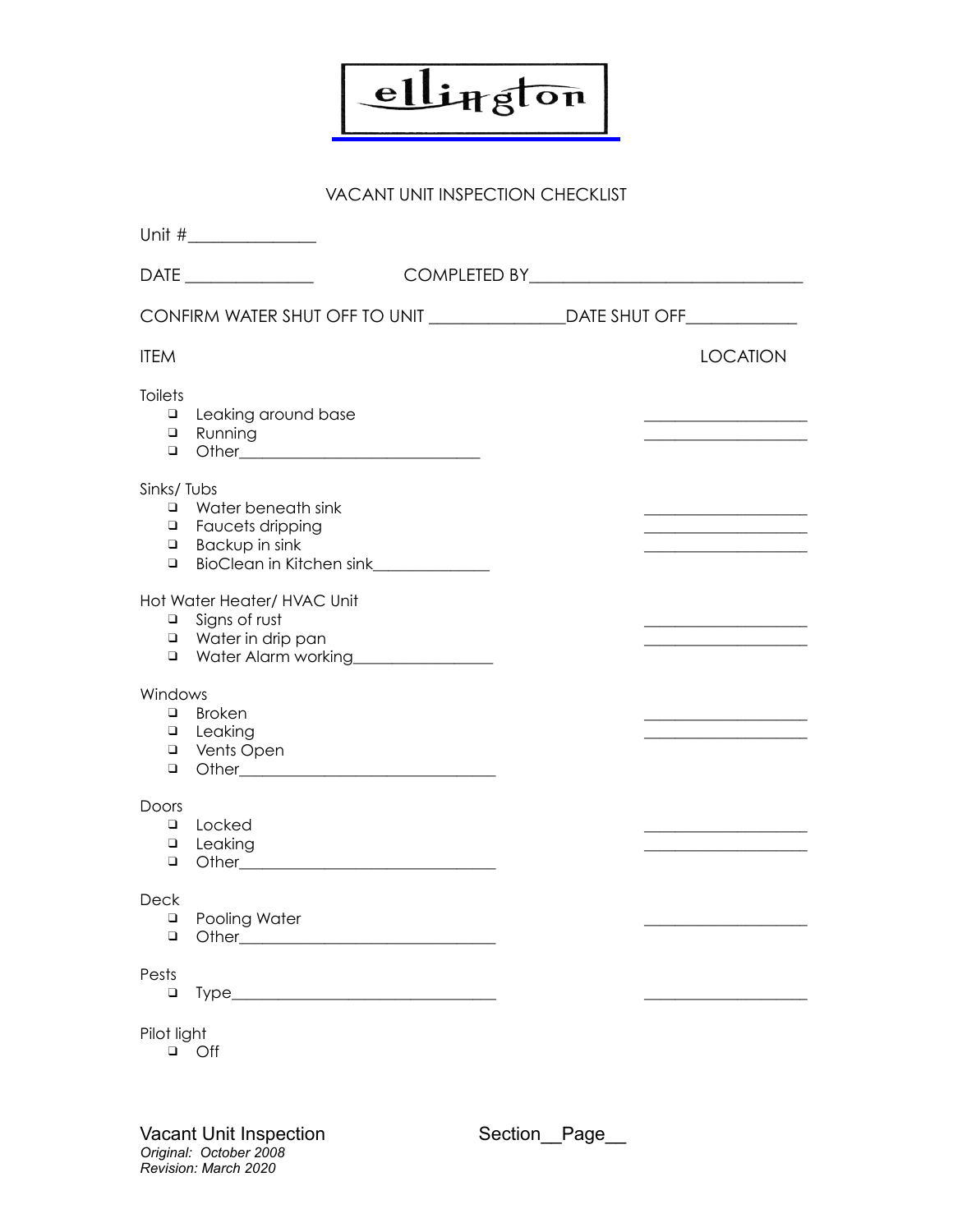ellington

# VACANT UNIT INSPECTION CHECKLIST

Unit #_______________

DATE _______________ COMPLETED BY_______________________________

CONFIRM WATER SHUT OFF TO UNIT _______________DATE SHUT OFF____________

| ITEM | LOCATION |
|---|---|
| **Toilets** | |
| ❑ Leaking around base | ____________________ |
| ❑ Running | ____________________ |
| ❑ Other______________________________ | |
| **Sinks/ Tubs** | |
| ❑ Water beneath sink | ____________________ |
| ❑ Faucets dripping | ____________________ |
| ❑ Backup in sink | ____________________ |
| ❑ BioClean in Kitchen sink______________ | |
| **Hot Water Heater/ HVAC Unit** | |
| ❑ Signs of rust | ____________________ |
| ❑ Water in drip pan | ____________________ |
| ❑ Water Alarm working_________________ | |
| **Windows** | |
| ❑ Broken | ____________________ |
| ❑ Leaking | ____________________ |
| ❑ Vents Open | |
| ❑ Other________________________________ | |
| **Doors** | |
| ❑ Locked | ____________________ |
| ❑ Leaking | ____________________ |
| ❑ Other________________________________ | |
| **Deck** | |
| ❑ Pooling Water | ____________________ |
| ❑ Other________________________________ | |
| **Pests** | |
| ❑ Type_________________________________ | ____________________ |
| **Pilot light** | |
| ❑ Off | |

Vacant Unit Inspection Section__Page__

*Original: October 2008*
*Revision: March 2020*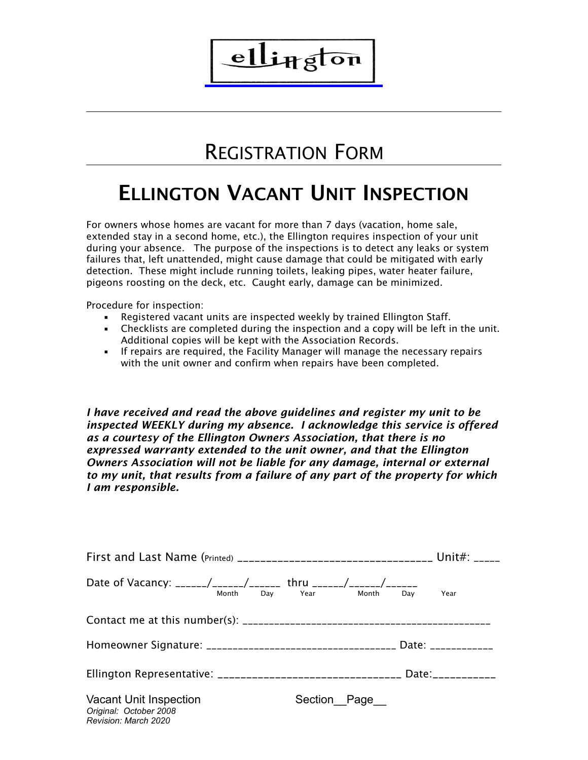ellington

## REGISTRATION FORM

# ELLINGTON VACANT UNIT INSPECTION

For owners whose homes are vacant for more than 7 days (vacation, home sale, extended stay in a second home, etc.), the Ellington requires inspection of your unit during your absence. The purpose of the inspections is to detect any leaks or system failures that, left unattended, might cause damage that could be mitigated with early detection. These might include running toilets, leaking pipes, water heater failure, pigeons roosting on the deck, etc. Caught early, damage can be minimized.

Procedure for inspection:

- Registered vacant units are inspected weekly by trained Ellington Staff.
- Checklists are completed during the inspection and a copy will be left in the unit. Additional copies will be kept with the Association Records.
- If repairs are required, the Facility Manager will manage the necessary repairs with the unit owner and confirm when repairs have been completed.

***I have received and read the above guidelines and register my unit to be inspected WEEKLY during my absence. I acknowledge this service is offered as a courtesy of the Ellington Owners Association, that there is no expressed warranty extended to the unit owner, and that the Ellington Owners Association will not be liable for any damage, internal or external to my unit, that results from a failure of any part of the property for which I am responsible.***

First and Last Name (Printed) _________________________________ Unit#: _____

Date of Vacancy: ______/______/______ thru ______/______/______
Month Day Year Month Day Year

Contact me at this number(s): _____________________________________________

Homeowner Signature: _________________________________ Date: ___________

Ellington Representative: _______________________________ Date:___________

Vacant Unit Inspection Section__Page__

*Original: October 2008*
*Revision: March 2020*